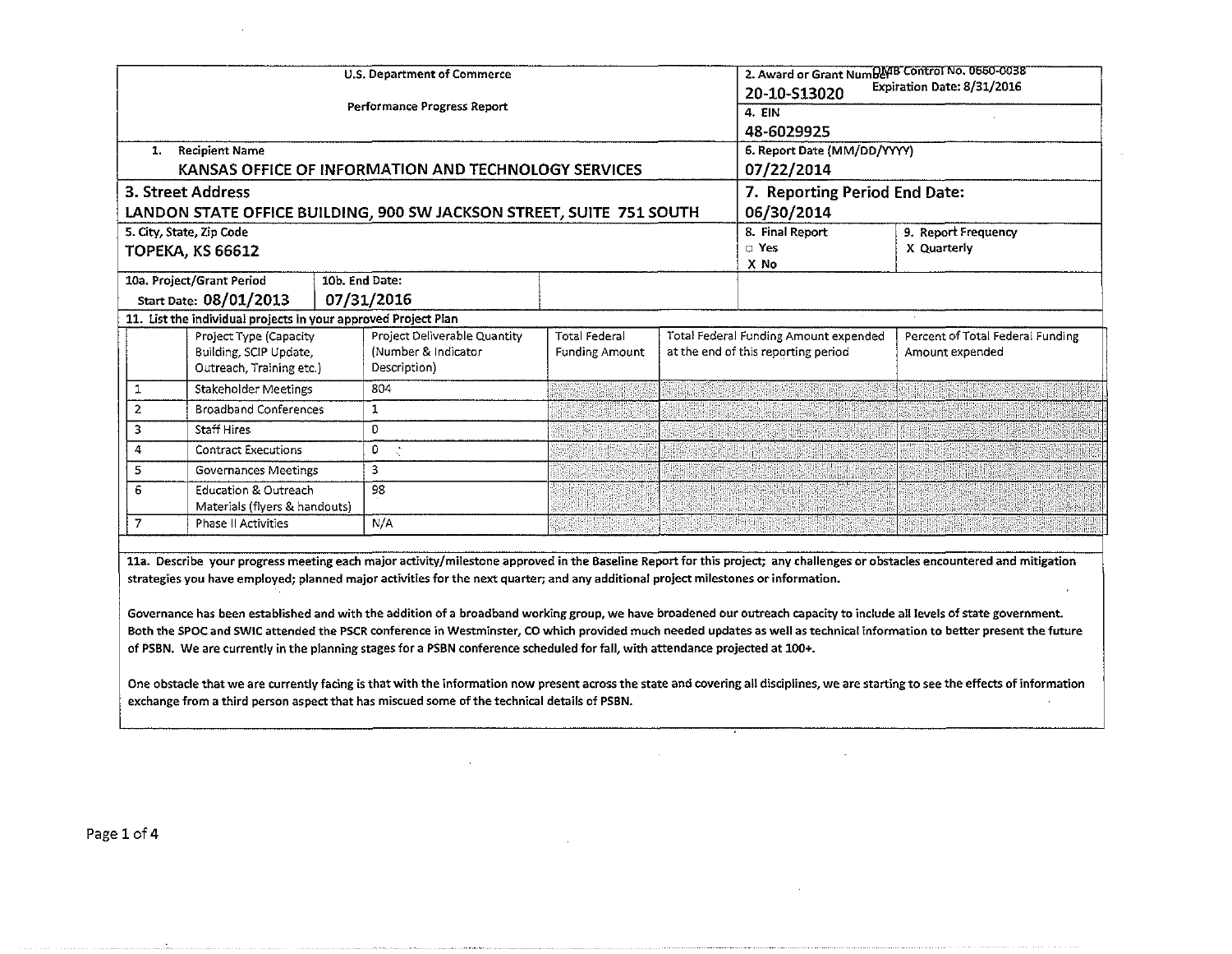U.S. Department of Commerce

Performance Progress Report

2. Award or Grant Number: 20-10-S13020

OMB Control No. 0660-0038
Expiration Date: 8/31/2016

4. EIN: 48-6029925

1. Recipient Name: KANSAS OFFICE OF INFORMATION AND TECHNOLOGY SERVICES

6. Report Date (MM/DD/YYYY): 07/22/2014

3. Street Address: LANDON STATE OFFICE BUILDING, 900 SW JACKSON STREET, SUITE 751 SOUTH

7. Reporting Period End Date: 06/30/2014

5. City, State, Zip Code: TOPEKA, KS 66612

8. Final Report: ☐ Yes X No

9. Report Frequency: X Quarterly

10a. Project/Grant Period Start Date: 08/01/2013

10b. End Date: 07/31/2016

11. List the individual projects in your approved Project Plan

| | Project Type (Capacity Building, SCIP Update, Outreach, Training etc.) | Project Deliverable Quantity (Number & Indicator Description) | Total Federal Funding Amount | Total Federal Funding Amount expended at the end of this reporting period | Percent of Total Federal Funding Amount expended |
|---|---|---|---|---|---|
| 1 | Stakeholder Meetings | 804 | | | |
| 2 | Broadband Conferences | 1 | | | |
| 3 | Staff Hires | 0 | | | |
| 4 | Contract Executions | 0 | | | |
| 5 | Governances Meetings | 3 | | | |
| 6 | Education & Outreach Materials (flyers & handouts) | 98 | | | |
| 7 | Phase II Activities | N/A | | | |

11a. Describe your progress meeting each major activity/milestone approved in the Baseline Report for this project; any challenges or obstacles encountered and mitigation strategies you have employed; planned major activities for the next quarter; and any additional project milestones or information.

Governance has been established and with the addition of a broadband working group, we have broadened our outreach capacity to include all levels of state government. Both the SPOC and SWIC attended the PSCR conference in Westminster, CO which provided much needed updates as well as technical information to better present the future of PSBN. We are currently in the planning stages for a PSBN conference scheduled for fall, with attendance projected at 100+.

One obstacle that we are currently facing is that with the information now present across the state and covering all disciplines, we are starting to see the effects of information exchange from a third person aspect that has miscued some of the technical details of PSBN.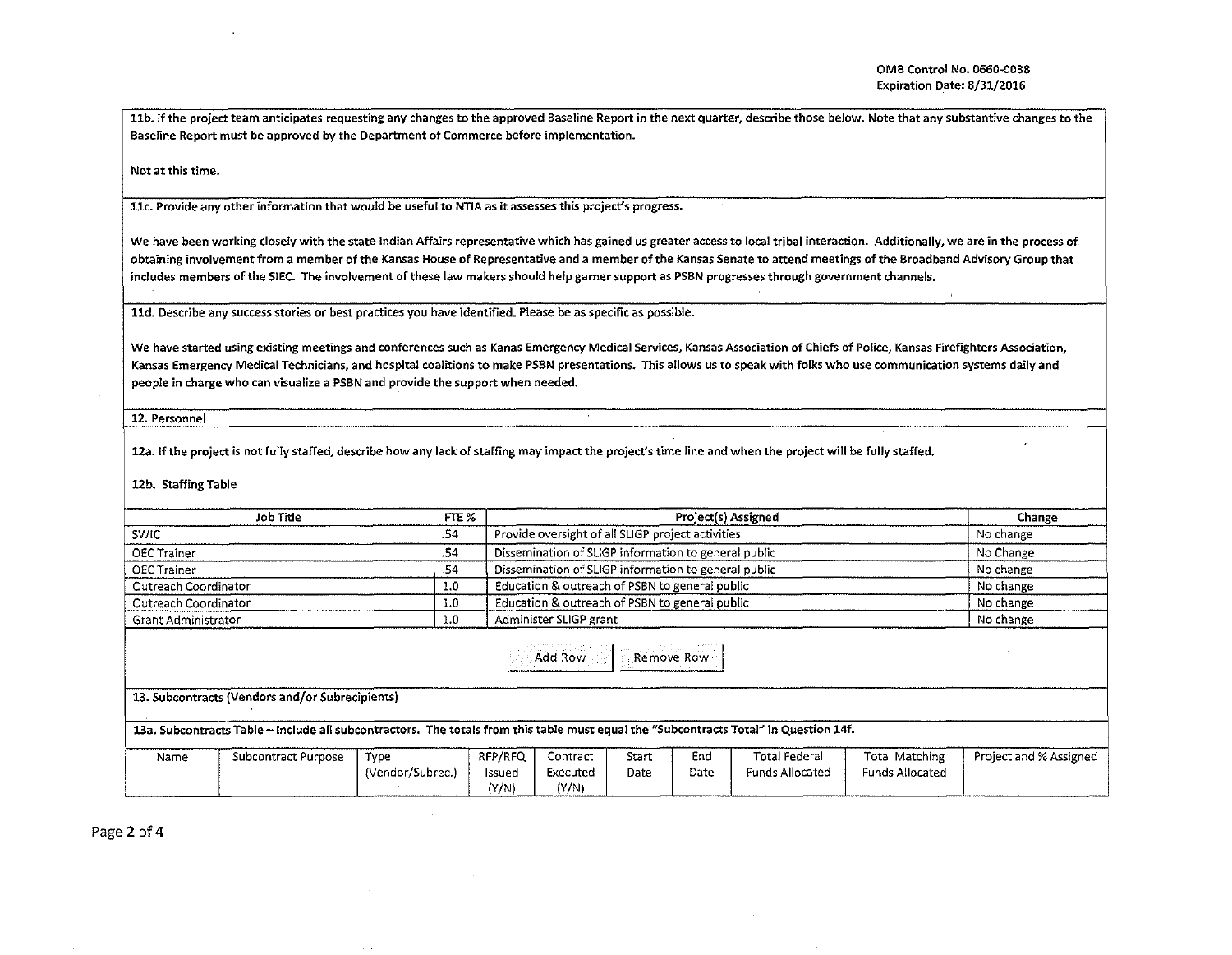**11b. If the project team anticipates requesting any changes to the approved Baseline Report in the next quarter, describe those below. Note that any substantive changes to the Baseline Report must be approved by the Department of Commerce before implementation.**

Not at this time.

**11c. Provide any other information that would be useful to NTIA as it assesses this project's progress.**

We have been working closely with the state Indian Affairs representative which has gained us greater access to local tribal interaction. Additionally, we are in the process of obtaining involvement from a member of the Kansas House of Representative and a member of the Kansas Senate to attend meetings of the Broadband Advisory Group that includes members of the SIEC. The involvement of these law makers should help garner support as PSBN progresses through government channels.

**11d. Describe any success stories or best practices you have identified. Please be as specific as possible.**

We have started using existing meetings and conferences such as Kanas Emergency Medical Services, Kansas Association of Chiefs of Police, Kansas Firefighters Association, Kansas Emergency Medical Technicians, and hospital coalitions to make PSBN presentations. This allows us to speak with folks who use communication systems daily and people in charge who can visualize a PSBN and provide the support when needed.

**12. Personnel**

**12a. If the project is not fully staffed, describe how any lack of staffing may impact the project's time line and when the project will be fully staffed.**

**12b. Staffing Table**

| Job Title | FTE % | Project(s) Assigned | Change |
|---|---|---|---|
| SWIC | .54 | Provide oversight of all SLIGP project activities | No change |
| OEC Trainer | .54 | Dissemination of SLIGP information to general public | No Change |
| OEC Trainer | .54 | Dissemination of SLIGP information to general public | No change |
| Outreach Coordinator | 1.0 | Education & outreach of PSBN to general public | No change |
| Outreach Coordinator | 1.0 | Education & outreach of PSBN to general public | No change |
| Grant Administrator | 1.0 | Administer SLIGP grant | No change |

Add Row | Remove Row

**13. Subcontracts (Vendors and/or Subrecipients)**

**13a. Subcontracts Table – Include all subcontractors. The totals from this table must equal the "Subcontracts Total" in Question 14f.**

| Name | Subcontract Purpose | Type (Vendor/Subrec.) | RFP/RFQ Issued (Y/N) | Contract Executed (Y/N) | Start Date | End Date | Total Federal Funds Allocated | Total Matching Funds Allocated | Project and % Assigned |
|---|---|---|---|---|---|---|---|---|---|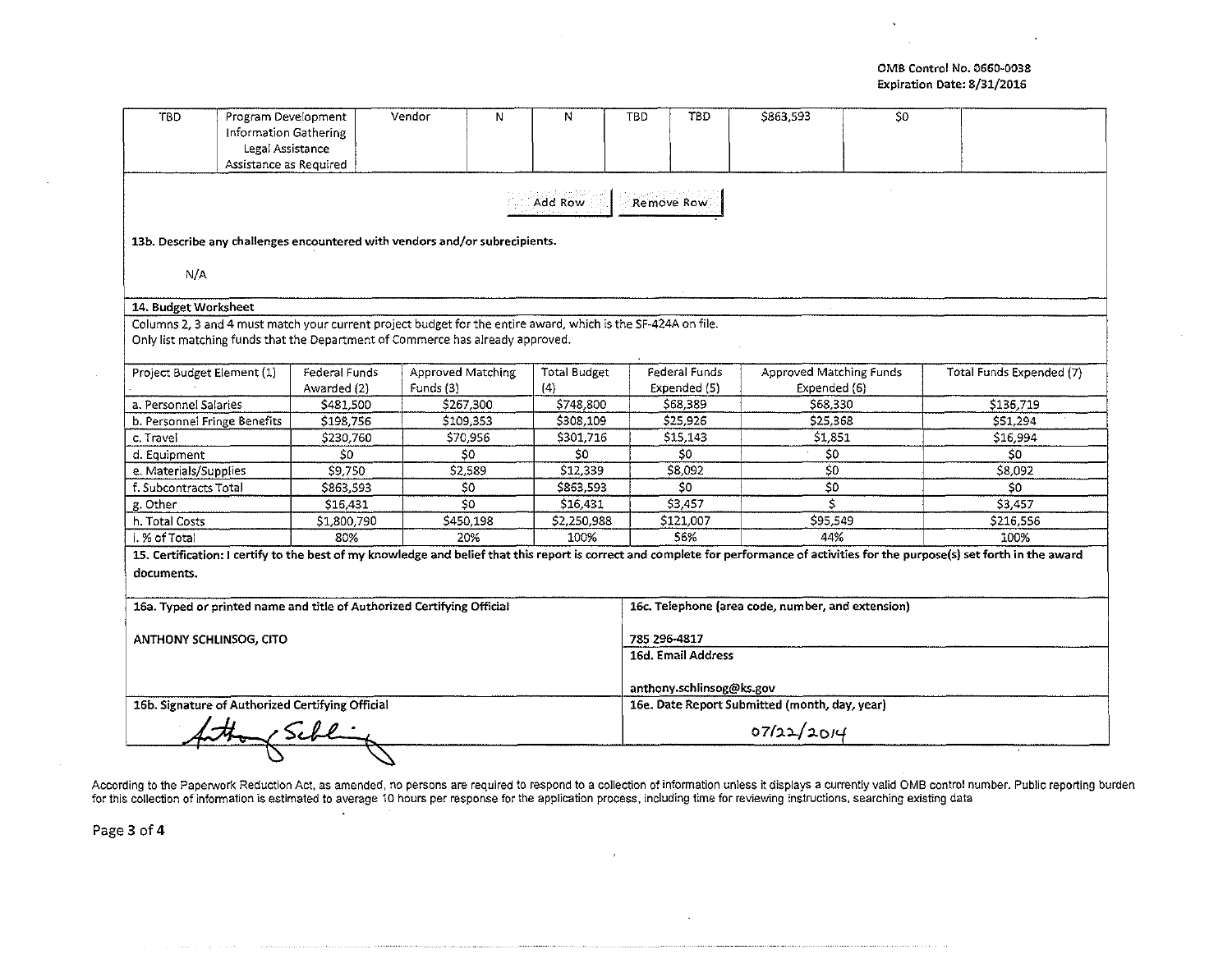| TBD | Program Development Information Gathering Legal Assistance Assistance as Required | Vendor | N | N | TBD | TBD | $863,593 | $0 | |
|---|---|---|---|---|---|---|---|---|---|

Add Row | Remove Row

**13b. Describe any challenges encountered with vendors and/or subrecipients.**

N/A

**14. Budget Worksheet**

Columns 2, 3 and 4 must match your current project budget for the entire award, which is the SF-424A on file.
Only list matching funds that the Department of Commerce has already approved.

| Project Budget Element (1) | Federal Funds Awarded (2) | Approved Matching Funds (3) | Total Budget (4) | Federal Funds Expended (5) | Approved Matching Funds Expended (6) | Total Funds Expended (7) |
|---|---|---|---|---|---|---|
| a. Personnel Salaries | $481,500 | $267,300 | $748,800 | $68,389 | $68,330 | $136,719 |
| b. Personnel Fringe Benefits | $198,756 | $109,353 | $308,109 | $25,926 | $25,368 | $51,294 |
| c. Travel | $230,760 | $70,956 | $301,716 | $15,143 | $1,851 | $16,994 |
| d. Equipment | $0 | $0 | $0 | $0 | $0 | $0 |
| e. Materials/Supplies | $9,750 | $2,589 | $12,339 | $8,092 | $0 | $8,092 |
| f. Subcontracts Total | $863,593 | $0 | $863,593 | $0 | $0 | $0 |
| g. Other | $16,431 | $0 | $16,431 | $3,457 | $ | $3,457 |
| h. Total Costs | $1,800,790 | $450,198 | $2,250,988 | $121,007 | $95,549 | $216,556 |
| i. % of Total | 80% | 20% | 100% | 56% | 44% | 100% |

**15. Certification: I certify to the best of my knowledge and belief that this report is correct and complete for performance of activities for the purpose(s) set forth in the award documents.**

**16a. Typed or printed name and title of Authorized Certifying Official**

ANTHONY SCHLINSOG, CITO

**16b. Signature of Authorized Certifying Official**

[Signature]

**16c. Telephone (area code, number, and extension)**

785 296-4817

**16d. Email Address**

anthony.schlinsog@ks.gov

**16e. Date Report Submitted (month, day, year)**

07/22/2014

According to the Paperwork Reduction Act, as amended, no persons are required to respond to a collection of information unless it displays a currently valid OMB control number. Public reporting burden for this collection of information is estimated to average 10 hours per response for the application process, including time for reviewing instructions, searching existing data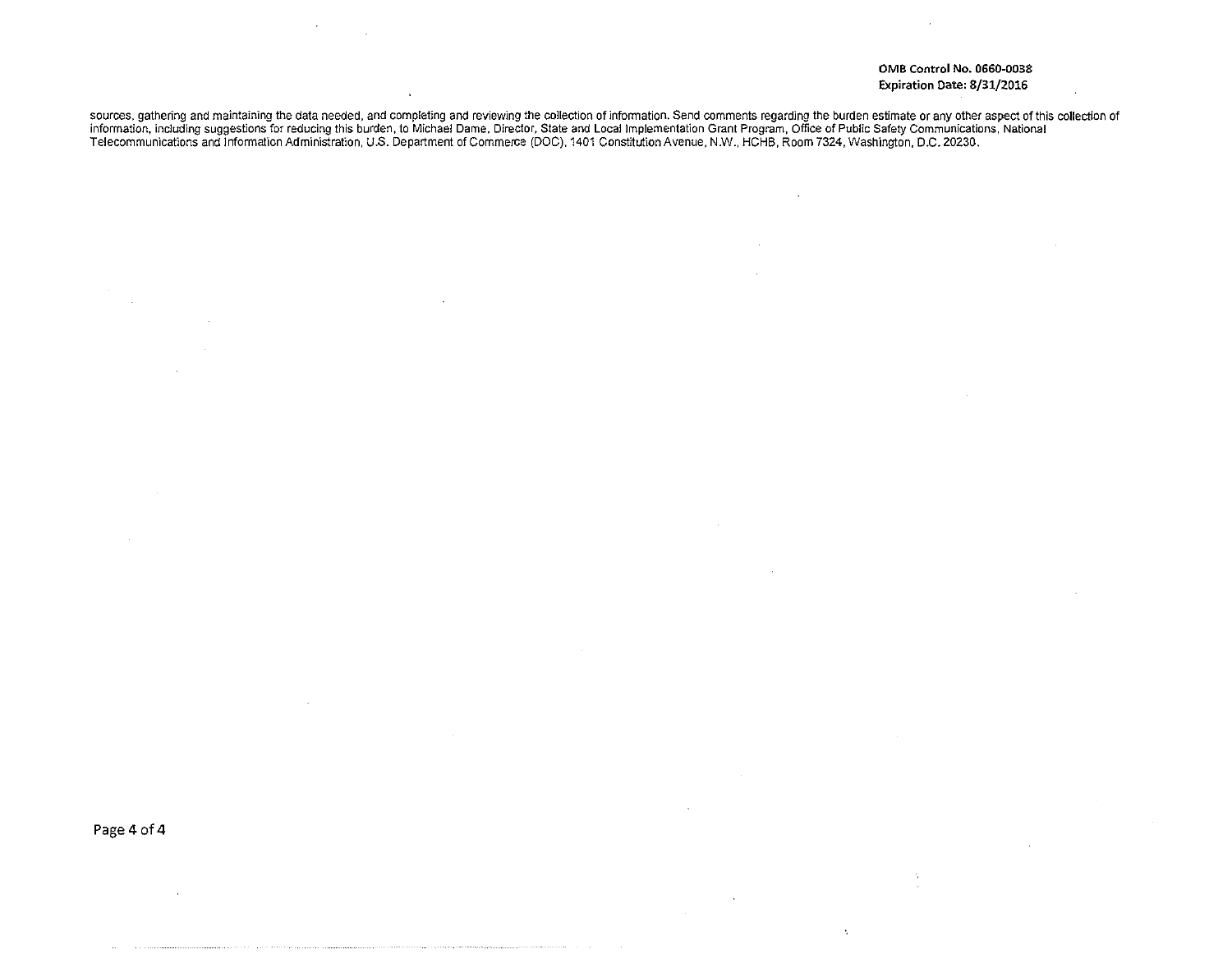sources, gathering and maintaining the data needed, and completing and reviewing the collection of information. Send comments regarding the burden estimate or any other aspect of this collection of information, including suggestions for reducing this burden, to Michael Dame, Director, State and Local Implementation Grant Program, Office of Public Safety Communications, National Telecommunications and Information Administration, U.S. Department of Commerce (DOC), 1401 Constitution Avenue, N.W., HCHB, Room 7324, Washington, D.C. 20230.